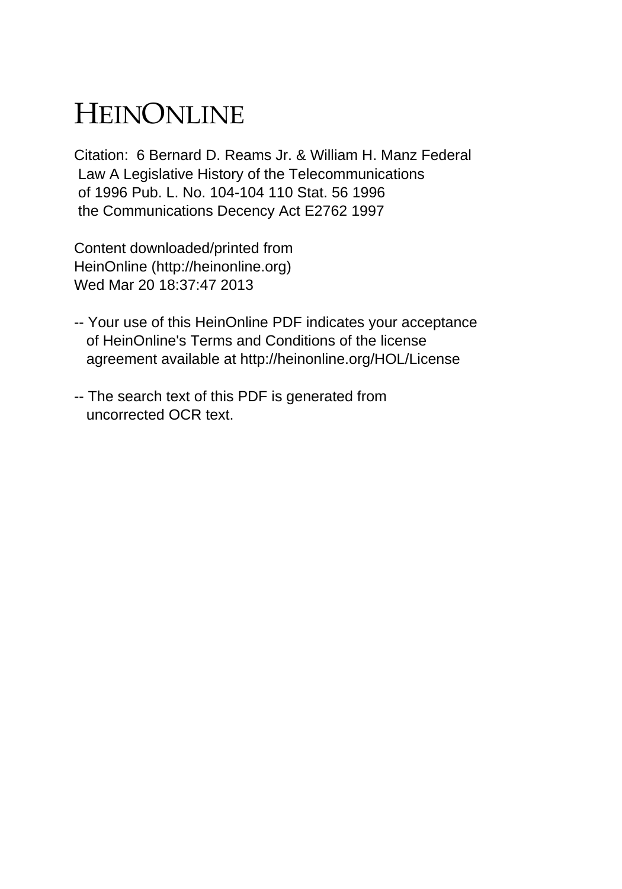# HEINONLINE

Citation: 6 Bernard D. Reams Jr. & William H. Manz Federal Law A Legislative History of the Telecommunications of 1996 Pub. L. No. 104-104 110 Stat. 56 1996 the Communications Decency Act E2762 1997

Content downloaded/printed from HeinOnline (http://heinonline.org) Wed Mar 20 18:37:47 2013

-- Your use of this HeinOnline PDF indicates your acceptance of HeinOnline's Terms and Conditions of the license agreement available at http://heinonline.org/HOL/License

-- The search text of this PDF is generated from uncorrected OCR text.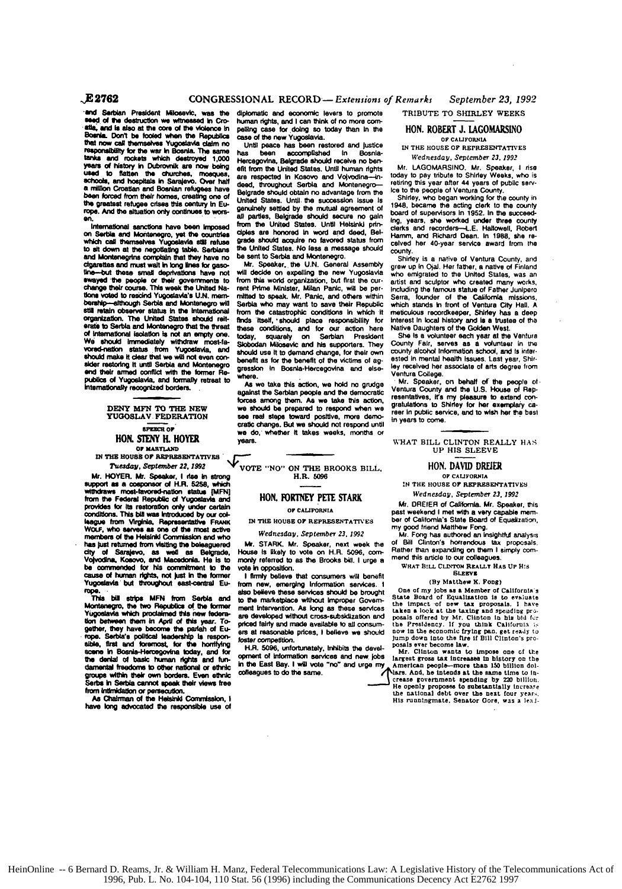and Serbian President Milosevic, was the seed of the destruction we witnessed in Croatia, and is also at the core of the violence in Bosnia. Don't be fooled when the Republics that now call themselves Yugoslavia claim no responsibility for the war in Bosnia. The same tanks and rockets which destroyed 1,000 years of history in Dubrovnik are now being used to flatten the churches, mosques, schools, and hospitals in Sarajevo. Over half a million Croatian and Bosnian refugees have been forced from their homes, creating one of the greatest refugee crises this century in Europe. And the situation only continues to worsen.

International sanctions have been imposed on Serbia and Montenegro, yet the countries which call themselves Yugoslavia still refuse to sit down at the negotiating table. Serbians and Montenegrins complain that they have no cigarettes and must wait in long lines for gasoline—but these small deprivations have not swayed the people or their governments to change their course. This week the United Nations voted to rescind Yugoslavia's U.N. membership—although Serbia and Montenegro will still retain observer status in the international organization. The United States should reiterate to Serbia and Montenegro that the threat of international isolation is not an empty one. We should immediately withdraw most-favored-nation status from Yugoslavia, and should make it clear that we will not even consider restoring it until Serbia and Montenegro end their armed conflict with the former Republics of Yugoslavia, and formally retreat to internationally recognized borders.

## DENY MFN TO THE NEW YUGOSLAV FEDERATION

SPEECH OF

### HON. STENY H. HOYER

OF MARYLAND

IN THE HOUSE OF REPRESENTATIVES

*Tuesday, September 22, 1992*

Mr. HOYER. Mr. Speaker, I rise in strong support as a cosponsor of H.R. 5258, which withdraws most-favored-nation status [MFN] from the Federal Republic of Yugoslavia and provides for its restoration only under certain conditions. This bill was introduced by our colleague from Virginia, Representative FRANK WOLF, who serves as one of the most active members of the Helsinki Commission and who has just returned from visiting the beleaguered city of Sarajevo, as well as Belgrade, Vojvodina, Kosovo, and Macedonia. He is to be commended for his commitment to the cause of human rights, not just in the former Yugoslavia but throughout east-central Europe.

This bill strips MFN from Serbia and Montenegro, the two Republics of the former Yugoslavia which proclaimed this new federation between them in April of this year. Together, they have become the pariah of Europe. Serbia's political leadership is responsible, first and foremost, for the horrifying scene in Bosnia-Hercegovina today, and for the denial of basic human rights and fundamental freedoms to other national or ethnic groups within their own borders. Even ethnic Serbs in Serbia cannot speak their views free from intimidation or persecution.

As Chairman of the Helsinki Commission, I have long advocated the responsible use of diplomatic and economic levers to promote human rights, and I can think of no more compelling case for doing so today than in the case of the new Yugoslavia.

Until peace has been restored and justice has been accomplished in Bosnia-Hercegovina, Belgrade should receive no benefit from the United States. Until human rights are respected in Kosovo and Vojvodina—indeed, throughout Serbia and Montenegro—Belgrade should obtain no advantage from the United States. Until the succession issue is genuinely settled by the mutual agreement of all parties, Belgrade should secure no gain from the United States. Until Helsinki principles are honored in word and deed, Belgrade should acquire no favored status from the United States. No less a message should be sent to Serbia and Montenegro.

Mr. Speaker, the U.N. General Assembly will decide on expelling the new Yugoslavia from this world organization, but first the current Prime Minister, Milan Panic, will be permitted to speak. Mr. Panic, and others within Serbia who may want to save their Republic from the catastrophic conditions in which it finds itself, should place responsibility for these conditions, and for our action here today, squarely on Serbian President Slobodan Milosevic and his supporters. They should use it to demand change, for their own benefit as for the benefit of the victims of aggression in Bosnia-Hercegovina and elsewhere.

As we take this action, we hold no grudge against the Serbian people and the democratic forces among them. As we take this action, we should be prepared to respond when we see real steps toward positive, more democratic change. But we should not respond until we do, whether it takes weeks, months or years.

## VOTE "NO" ON THE BROOKS BILL, H.R. 5096

### HON. FORTNEY PETE STARK

OF CALIFORNIA

IN THE HOUSE OF REPRESENTATIVES

*Wednesday, September 23, 1992*

Mr. STARK. Mr. Speaker, next week the House is likely to vote on H.R. 5096, commonly referred to as the Brooks bill. I urge a vote in opposition.

I firmly believe that consumers will benefit from new, emerging information services. I also believe these services should be brought to the marketplace without improper Government intervention. As long as these services are developed without cross-subsidization and priced fairly and made available to all consumers at reasonable prices, I believe we should foster competition.

H.R. 5096, unfortunately, inhibits the development of information services and new jobs in the East Bay. I will vote "no" and urge my colleagues to do the same.

## TRIBUTE TO SHIRLEY WEEKS

### HON. ROBERT J. LAGOMARSINO

OF CALIFORNIA

IN THE HOUSE OF REPRESENTATIVES

*Wednesday, September 23, 1992*

Mr. LAGOMARSINO. Mr. Speaker, I rise today to pay tribute to Shirley Weeks, who is retiring this year after 44 years of public service to the people of Ventura County.

Shirley, who began working for the county in 1948, became the acting clerk to the county board of supervisors in 1952. In the succeeding, years, she worked under three county clerks and recorders—L.E. Hallowell, Robert Hamm, and Richard Dean. In 1988, she received her 40-year service award from the county.

Shirley is a native of Ventura County, and grew up in Ojai. Her father, a native of Finland who emigrated to the United States, was an artist and sculptor who created many works, including the famous statue of Father Junipero Serra, founder of the California missions, which stands in front of Ventura City Hall. A meticulous recordkeeper, Shirley has a deep interest in local history and is a trustee of the Native Daughters of the Golden West.

She is a volunteer each year at the Ventura County Fair, serves as a volunteer in the county alcohol information school, and is interested in mental health issues. Last year, Shirley received her associate of arts degree from Ventura College.

Mr. Speaker, on behalf of the people of Ventura County and the U.S. House of Representatives, it's my pleasure to extend congratulations to Shirley for her exemplary career in public service, and to wish her the best in years to come.

## WHAT BILL CLINTON REALLY HAS UP HIS SLEEVE

### HON. DAVID DREIER

OF CALIFORNIA

IN THE HOUSE OF REPRESENTATIVES

*Wednesday, September 23, 1992*

Mr. DREIER of California. Mr. Speaker, this past weekend I met with a very capable member of California's State Board of Equalization, my good friend Matthew Fong.

Mr. Fong has authored an insightful analysis of Bill Clinton's horrendous tax proposals. Rather than expanding on them I simply commend this article to our colleagues.

WHAT BILL CLINTON REALLY HAS UP HIS SLEEVE

(By Matthew K. Fong)

One of my jobs as a Member of California's State Board of Equalization is to evaluate the impact of new tax proposals. I have taken a look at the taxing and spending proposals offered by Mr. Clinton in his bid for the Presidency. If you think California is now in the economic frying pan, get ready to jump down into the fire if Bill Clinton's proposals ever become law.

Mr. Clinton wants to impose one of the largest gross tax increases in history on the American people—more than 150 billion dollars. And, he intends at the same time to increase government spending by 220 billion. He openly proposes to substantially increase the national debt over the next four years. His runningmate, Senator Gore, was a lead-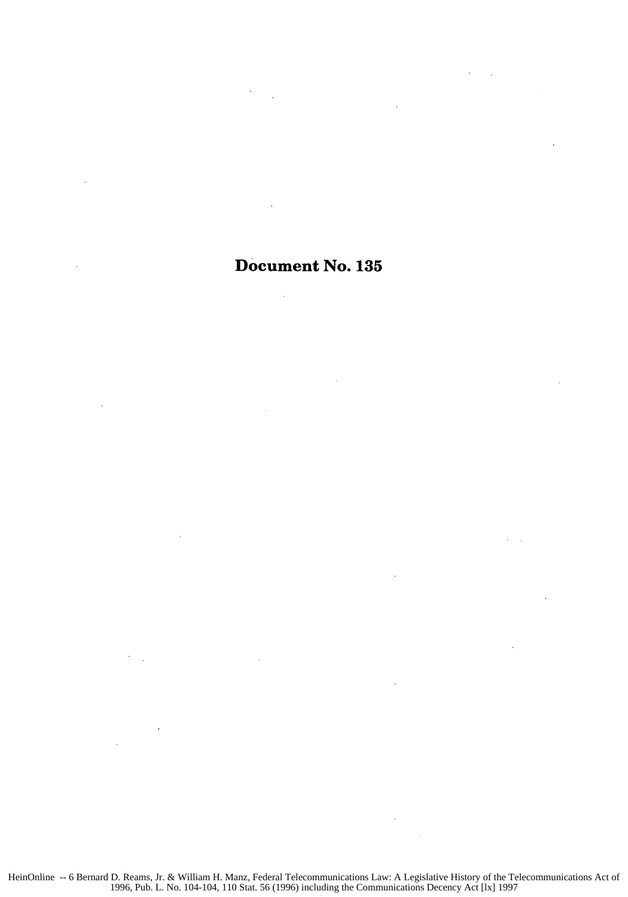# Document No. 135